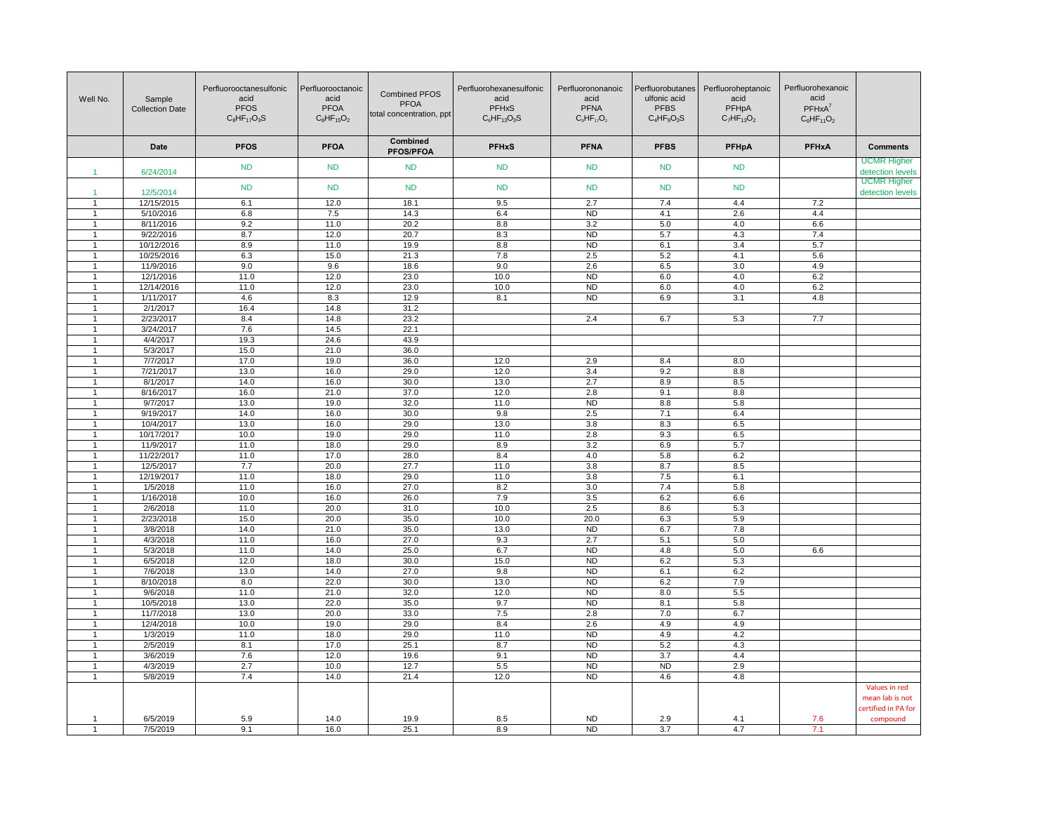| Well No. | Sample Collection Date | Perfluorooctanesulfonic acid PFOS $C_8HF_{17}O_3S$ | Perfluorooctanoic acid PFOA $C_8HF_{15}O_2$ | Combined PFOS PFOA total concentration, ppt | Perfluorohexanesulfonic acid PFHxS $C_6HF_{13}O_3S$ | Perfluorononanoic acid PFNA $C_9HF_{17}O_2$ | Perfluorobutanesulfonic acid PFBS $C_4HF_9O_3S$ | Perfluoroheptanoic acid PFHpA $C_7HF_{13}O_2$ | Perfluorohexanoic acid PFHxA[7] $C_6HF_{11}O_2$ | |
|---|---|---|---|---|---|---|---|---|---|---|
| | **Date** | **PFOS** | **PFOA** | **Combined PFOS/PFOA** | **PFHxS** | **PFNA** | **PFBS** | **PFHpA** | **PFHxA** | **Comments** |
| 1 | 6/24/2014 | ND | ND | ND | ND | ND | ND | ND | | UCMR Higher detection levels |
| 1 | 12/5/2014 | ND | ND | ND | ND | ND | ND | ND | | UCMR Higher detection levels |
| 1 | 12/15/2015 | 6.1 | 12.0 | 18.1 | 9.5 | 2.7 | 7.4 | 4.4 | 7.2 | |
| 1 | 5/10/2016 | 6.8 | 7.5 | 14.3 | 6.4 | ND | 4.1 | 2.6 | 4.4 | |
| 1 | 8/11/2016 | 9.2 | 11.0 | 20.2 | 8.8 | 3.2 | 5.0 | 4.0 | 6.6 | |
| 1 | 9/22/2016 | 8.7 | 12.0 | 20.7 | 8.3 | ND | 5.7 | 4.3 | 7.4 | |
| 1 | 10/12/2016 | 8.9 | 11.0 | 19.9 | 8.8 | ND | 6.1 | 3.4 | 5.7 | |
| 1 | 10/25/2016 | 6.3 | 15.0 | 21.3 | 7.8 | 2.5 | 5.2 | 4.1 | 5.6 | |
| 1 | 11/9/2016 | 9.0 | 9.6 | 18.6 | 9.0 | 2.6 | 6.5 | 3.0 | 4.9 | |
| 1 | 12/1/2016 | 11.0 | 12.0 | 23.0 | 10.0 | ND | 6.0 | 4.0 | 6.2 | |
| 1 | 12/14/2016 | 11.0 | 12.0 | 23.0 | 10.0 | ND | 6.0 | 4.0 | 6.2 | |
| 1 | 1/11/2017 | 4.6 | 8.3 | 12.9 | 8.1 | ND | 6.9 | 3.1 | 4.8 | |
| 1 | 2/1/2017 | 16.4 | 14.8 | 31.2 | | | | | | |
| 1 | 2/23/2017 | 8.4 | 14.8 | 23.2 | | 2.4 | 6.7 | 5.3 | 7.7 | |
| 1 | 3/24/2017 | 7.6 | 14.5 | 22.1 | | | | | | |
| 1 | 4/4/2017 | 19.3 | 24.6 | 43.9 | | | | | | |
| 1 | 5/3/2017 | 15.0 | 21.0 | 36.0 | | | | | | |
| 1 | 7/7/2017 | 17.0 | 19.0 | 36.0 | 12.0 | 2.9 | 8.4 | 8.0 | | |
| 1 | 7/21/2017 | 13.0 | 16.0 | 29.0 | 12.0 | 3.4 | 9.2 | 8.8 | | |
| 1 | 8/1/2017 | 14.0 | 16.0 | 30.0 | 13.0 | 2.7 | 8.9 | 8.5 | | |
| 1 | 8/16/2017 | 16.0 | 21.0 | 37.0 | 12.0 | 2.8 | 9.1 | 8.8 | | |
| 1 | 9/7/2017 | 13.0 | 19.0 | 32.0 | 11.0 | ND | 8.8 | 5.8 | | |
| 1 | 9/19/2017 | 14.0 | 16.0 | 30.0 | 9.8 | 2.5 | 7.1 | 6.4 | | |
| 1 | 10/4/2017 | 13.0 | 16.0 | 29.0 | 13.0 | 3.8 | 8.3 | 6.5 | | |
| 1 | 10/17/2017 | 10.0 | 19.0 | 29.0 | 11.0 | 2.8 | 9.3 | 6.5 | | |
| 1 | 11/9/2017 | 11.0 | 18.0 | 29.0 | 8.9 | 3.2 | 6.9 | 5.7 | | |
| 1 | 11/22/2017 | 11.0 | 17.0 | 28.0 | 8.4 | 4.0 | 5.8 | 6.2 | | |
| 1 | 12/5/2017 | 7.7 | 20.0 | 27.7 | 11.0 | 3.8 | 8.7 | 8.5 | | |
| 1 | 12/19/2017 | 11.0 | 18.0 | 29.0 | 11.0 | 3.8 | 7.5 | 6.1 | | |
| 1 | 1/5/2018 | 11.0 | 16.0 | 27.0 | 8.2 | 3.0 | 7.4 | 5.8 | | |
| 1 | 1/16/2018 | 10.0 | 16.0 | 26.0 | 7.9 | 3.5 | 6.2 | 6.6 | | |
| 1 | 2/6/2018 | 11.0 | 20.0 | 31.0 | 10.0 | 2.5 | 8.6 | 5.3 | | |
| 1 | 2/23/2018 | 15.0 | 20.0 | 35.0 | 10.0 | 20.0 | 6.3 | 5.9 | | |
| 1 | 3/8/2018 | 14.0 | 21.0 | 35.0 | 13.0 | ND | 6.7 | 7.8 | | |
| 1 | 4/3/2018 | 11.0 | 16.0 | 27.0 | 9.3 | 2.7 | 5.1 | 5.0 | | |
| 1 | 5/3/2018 | 11.0 | 14.0 | 25.0 | 6.7 | ND | 4.8 | 5.0 | 6.6 | |
| 1 | 6/5/2018 | 12.0 | 18.0 | 30.0 | 15.0 | ND | 6.2 | 5.3 | | |
| 1 | 7/6/2018 | 13.0 | 14.0 | 27.0 | 9.8 | ND | 6.1 | 6.2 | | |
| 1 | 8/10/2018 | 8.0 | 22.0 | 30.0 | 13.0 | ND | 6.2 | 7.9 | | |
| 1 | 9/6/2018 | 11.0 | 21.0 | 32.0 | 12.0 | ND | 8.0 | 5.5 | | |
| 1 | 10/5/2018 | 13.0 | 22.0 | 35.0 | 9.7 | ND | 8.1 | 5.8 | | |
| 1 | 11/7/2018 | 13.0 | 20.0 | 33.0 | 7.5 | 2.8 | 7.0 | 6.7 | | |
| 1 | 12/4/2018 | 10.0 | 19.0 | 29.0 | 8.4 | 2.6 | 4.9 | 4.9 | | |
| 1 | 1/3/2019 | 11.0 | 18.0 | 29.0 | 11.0 | ND | 4.9 | 4.2 | | |
| 1 | 2/5/2019 | 8.1 | 17.0 | 25.1 | 8.7 | ND | 5.2 | 4.3 | | |
| 1 | 3/6/2019 | 7.6 | 12.0 | 19.6 | 9.1 | ND | 3.7 | 4.4 | | |
| 1 | 4/3/2019 | 2.7 | 10.0 | 12.7 | 5.5 | ND | ND | 2.9 | | |
| 1 | 5/8/2019 | 7.4 | 14.0 | 21.4 | 12.0 | ND | 4.6 | 4.8 | | |
| 1 | 6/5/2019 | 5.9 | 14.0 | 19.9 | 8.5 | ND | 2.9 | 4.1 | 7.6 | Values in red mean lab is not certified in PA for compound |
| 1 | 7/5/2019 | 9.1 | 16.0 | 25.1 | 8.9 | ND | 3.7 | 4.7 | 7.1 | |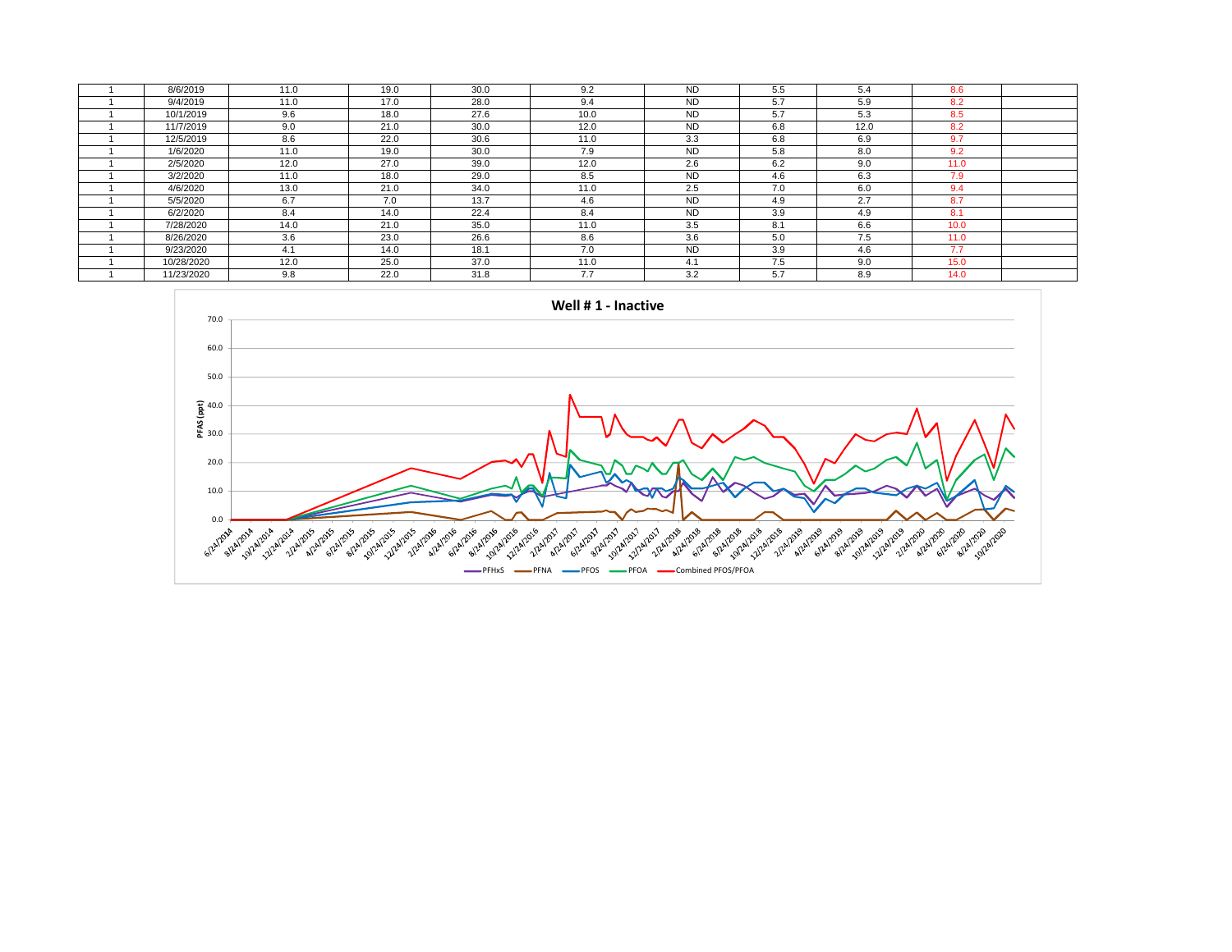| | | | | | | | | | | |
|---|---|---|---|---|---|---|---|---|---|---|
| 1 | 8/6/2019 | 11.0 | 19.0 | 30.0 | 9.2 | ND | 5.5 | 5.4 | 8.6 | |
| 1 | 9/4/2019 | 11.0 | 17.0 | 28.0 | 9.4 | ND | 5.7 | 5.9 | 8.2 | |
| 1 | 10/1/2019 | 9.6 | 18.0 | 27.6 | 10.0 | ND | 5.7 | 5.3 | 8.5 | |
| 1 | 11/7/2019 | 9.0 | 21.0 | 30.0 | 12.0 | ND | 6.8 | 12.0 | 8.2 | |
| 1 | 12/5/2019 | 8.6 | 22.0 | 30.6 | 11.0 | 3.3 | 6.8 | 6.9 | 9.7 | |
| 1 | 1/6/2020 | 11.0 | 19.0 | 30.0 | 7.9 | ND | 5.8 | 8.0 | 9.2 | |
| 1 | 2/5/2020 | 12.0 | 27.0 | 39.0 | 12.0 | 2.6 | 6.2 | 9.0 | 11.0 | |
| 1 | 3/2/2020 | 11.0 | 18.0 | 29.0 | 8.5 | ND | 4.6 | 6.3 | 7.9 | |
| 1 | 4/6/2020 | 13.0 | 21.0 | 34.0 | 11.0 | 2.5 | 7.0 | 6.0 | 9.4 | |
| 1 | 5/5/2020 | 6.7 | 7.0 | 13.7 | 4.6 | ND | 4.9 | 2.7 | 8.7 | |
| 1 | 6/2/2020 | 8.4 | 14.0 | 22.4 | 8.4 | ND | 3.9 | 4.9 | 8.1 | |
| 1 | 7/28/2020 | 14.0 | 21.0 | 35.0 | 11.0 | 3.5 | 8.1 | 6.6 | 10.0 | |
| 1 | 8/26/2020 | 3.6 | 23.0 | 26.6 | 8.6 | 3.6 | 5.0 | 7.5 | 11.0 | |
| 1 | 9/23/2020 | 4.1 | 14.0 | 18.1 | 7.0 | ND | 3.9 | 4.6 | 7.7 | |
| 1 | 10/28/2020 | 12.0 | 25.0 | 37.0 | 11.0 | 4.1 | 7.5 | 9.0 | 15.0 | |
| 1 | 11/23/2020 | 9.8 | 22.0 | 31.8 | 7.7 | 3.2 | 5.7 | 8.9 | 14.0 | |

**Well # 1 - Inactive**

PFAS (ppt)

70.0
60.0
50.0
40.0
30.0
20.0
10.0
0.0

6/24/2014, 8/24/2014, 10/24/2014, 12/24/2014, 2/24/2015, 4/24/2015, 6/24/2015, 8/24/2015, 10/24/2015, 12/24/2015, 2/24/2016, 4/24/2016, 6/24/2016, 8/24/2016, 10/24/2016, 12/24/2016, 2/24/2017, 4/24/2017, 6/24/2017, 8/24/2017, 10/24/2017, 12/24/2017, 2/24/2018, 4/24/2018, 6/24/2018, 8/24/2018, 10/24/2018, 12/24/2018, 2/24/2019, 4/24/2019, 6/24/2019, 8/24/2019, 10/24/2019, 12/24/2019, 2/24/2020, 4/24/2020, 6/24/2020, 8/24/2020, 10/24/2020

PFHxS, PFNA, PFOS, PFOA, Combined PFOS/PFOA